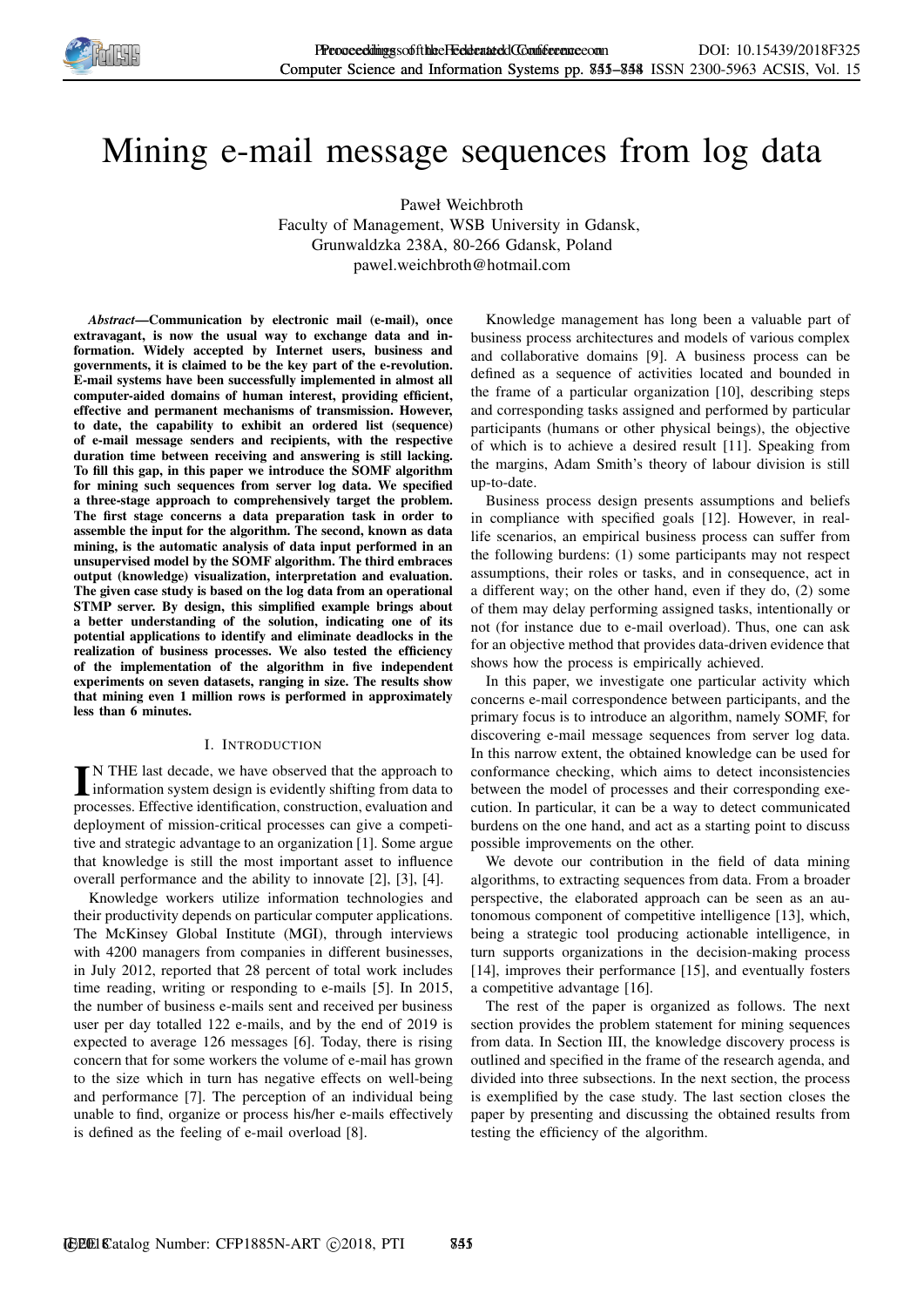# Mining e-mail message sequences from log data

Paweł Weichbroth
Faculty of Management, WSB University in Gdansk,
Grunwaldzka 238A, 80-266 Gdansk, Poland
pawel.weichbroth@hotmail.com

***Abstract*—Communication by electronic mail (e-mail), once extravagant, is now the usual way to exchange data and information. Widely accepted by Internet users, business and governments, it is claimed to be the key part of the e-revolution. E-mail systems have been successfully implemented in almost all computer-aided domains of human interest, providing efficient, effective and permanent mechanisms of transmission. However, to date, the capability to exhibit an ordered list (sequence) of e-mail message senders and recipients, with the respective duration time between receiving and answering is still lacking. To fill this gap, in this paper we introduce the SOMF algorithm for mining such sequences from server log data. We specified a three-stage approach to comprehensively target the problem. The first stage concerns a data preparation task in order to assemble the input for the algorithm. The second, known as data mining, is the automatic analysis of data input performed in an unsupervised model by the SOMF algorithm. The third embraces output (knowledge) visualization, interpretation and evaluation. The given case study is based on the log data from an operational STMP server. By design, this simplified example brings about a better understanding of the solution, indicating one of its potential applications to identify and eliminate deadlocks in the realization of business processes. We also tested the efficiency of the implementation of the algorithm in five independent experiments on seven datasets, ranging in size. The results show that mining even 1 million rows is performed in approximately less than 6 minutes.**

## I. Introduction

In the last decade, we have observed that the approach to information system design is evidently shifting from data to processes. Effective identification, construction, evaluation and deployment of mission-critical processes can give a competitive and strategic advantage to an organization [1]. Some argue that knowledge is still the most important asset to influence overall performance and the ability to innovate [2], [3], [4].

Knowledge workers utilize information technologies and their productivity depends on particular computer applications. The McKinsey Global Institute (MGI), through interviews with 4200 managers from companies in different businesses, in July 2012, reported that 28 percent of total work includes time reading, writing or responding to e-mails [5]. In 2015, the number of business e-mails sent and received per business user per day totalled 122 e-mails, and by the end of 2019 is expected to average 126 messages [6]. Today, there is rising concern that for some workers the volume of e-mail has grown to the size which in turn has negative effects on well-being and performance [7]. The perception of an individual being unable to find, organize or process his/her e-mails effectively is defined as the feeling of e-mail overload [8].

Knowledge management has long been a valuable part of business process architectures and models of various complex and collaborative domains [9]. A business process can be defined as a sequence of activities located and bounded in the frame of a particular organization [10], describing steps and corresponding tasks assigned and performed by particular participants (humans or other physical beings), the objective of which is to achieve a desired result [11]. Speaking from the margins, Adam Smith's theory of labour division is still up-to-date.

Business process design presents assumptions and beliefs in compliance with specified goals [12]. However, in real-life scenarios, an empirical business process can suffer from the following burdens: (1) some participants may not respect assumptions, their roles or tasks, and in consequence, act in a different way; on the other hand, even if they do, (2) some of them may delay performing assigned tasks, intentionally or not (for instance due to e-mail overload). Thus, one can ask for an objective method that provides data-driven evidence that shows how the process is empirically achieved.

In this paper, we investigate one particular activity which concerns e-mail correspondence between participants, and the primary focus is to introduce an algorithm, namely SOMF, for discovering e-mail message sequences from server log data. In this narrow extent, the obtained knowledge can be used for conformance checking, which aims to detect inconsistencies between the model of processes and their corresponding execution. In particular, it can be a way to detect communicated burdens on the one hand, and act as a starting point to discuss possible improvements on the other.

We devote our contribution in the field of data mining algorithms, to extracting sequences from data. From a broader perspective, the elaborated approach can be seen as an autonomous component of competitive intelligence [13], which, being a strategic tool producing actionable intelligence, in turn supports organizations in the decision-making process [14], improves their performance [15], and eventually fosters a competitive advantage [16].

The rest of the paper is organized as follows. The next section provides the problem statement for mining sequences from data. In Section III, the knowledge discovery process is outlined and specified in the frame of the research agenda, and divided into three subsections. In the next section, the process is exemplified by the case study. The last section closes the paper by presenting and discussing the obtained results from testing the efficiency of the algorithm.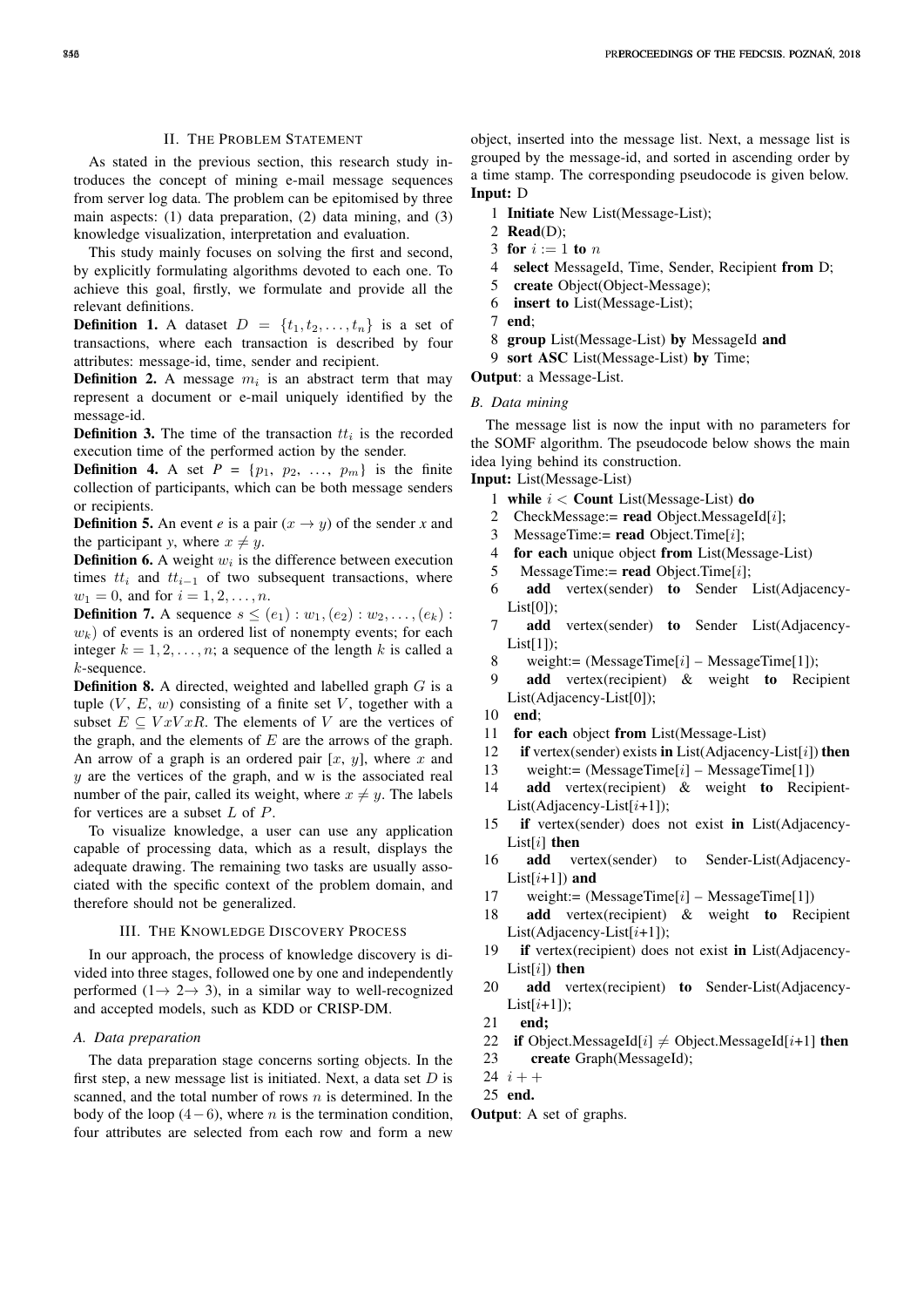## II. The Problem Statement

As stated in the previous section, this research study introduces the concept of mining e-mail message sequences from server log data. The problem can be epitomised by three main aspects: (1) data preparation, (2) data mining, and (3) knowledge visualization, interpretation and evaluation.

This study mainly focuses on solving the first and second, by explicitly formulating algorithms devoted to each one. To achieve this goal, firstly, we formulate and provide all the relevant definitions.

**Definition 1.** A dataset $D = \{t_1, t_2, \ldots, t_n\}$ is a set of transactions, where each transaction is described by four attributes: message-id, time, sender and recipient.

**Definition 2.** A message $m_i$ is an abstract term that may represent a document or e-mail uniquely identified by the message-id.

**Definition 3.** The time of the transaction $tt_i$ is the recorded execution time of the performed action by the sender.

**Definition 4.** A set $P = \{p_1, p_2, \ldots, p_m\}$ is the finite collection of participants, which can be both message senders or recipients.

**Definition 5.** An event $e$ is a pair $(x \rightarrow y)$ of the sender $x$ and the participant $y$, where $x \neq y$.

**Definition 6.** A weight $w_i$ is the difference between execution times $tt_i$ and $tt_{i-1}$ of two subsequent transactions, where $w_1 = 0$, and for $i = 1, 2, \ldots, n$.

**Definition 7.** A sequence $s \leq (e_1) : w_1, (e_2) : w_2, \ldots, (e_k) : w_k)$ of events is an ordered list of nonempty events; for each integer $k = 1, 2, \ldots, n$; a sequence of the length $k$ is called a $k$-sequence.

**Definition 8.** A directed, weighted and labelled graph $G$ is a tuple $(V, E, w)$ consisting of a finite set $V$, together with a subset $E \subseteq VxVxR$. The elements of $V$ are the vertices of the graph, and the elements of $E$ are the arrows of the graph. An arrow of a graph is an ordered pair $[x, y]$, where $x$ and $y$ are the vertices of the graph, and w is the associated real number of the pair, called its weight, where $x \neq y$. The labels for vertices are a subset $L$ of $P$.

To visualize knowledge, a user can use any application capable of processing data, which as a result, displays the adequate drawing. The remaining two tasks are usually associated with the specific context of the problem domain, and therefore should not be generalized.

## III. The Knowledge Discovery Process

In our approach, the process of knowledge discovery is divided into three stages, followed one by one and independently performed $(1 \rightarrow 2 \rightarrow 3)$, in a similar way to well-recognized and accepted models, such as KDD or CRISP-DM.

### A. Data preparation

The data preparation stage concerns sorting objects. In the first step, a new message list is initiated. Next, a data set $D$ is scanned, and the total number of rows $n$ is determined. In the body of the loop $(4-6)$, where $n$ is the termination condition, four attributes are selected from each row and form a new object, inserted into the message list. Next, a message list is grouped by the message-id, and sorted in ascending order by a time stamp. The corresponding pseudocode is given below.

**Input:** D

```
1  Initiate New List(Message-List);
2  Read(D);
3  for i := 1 to n
4    select MessageId, Time, Sender, Recipient from D;
5    create Object(Object-Message);
6    insert to List(Message-List);
7  end;
8  group List(Message-List) by MessageId and
9  sort ASC List(Message-List) by Time;
```

**Output**: a Message-List.

### B. Data mining

The message list is now the input with no parameters for the SOMF algorithm. The pseudocode below shows the main idea lying behind its construction.

**Input:** List(Message-List)

```
1  while i < Count List(Message-List) do
2   CheckMessage:= read Object.MessageId[i];
3   MessageTime:= read Object.Time[i];
4   for each unique object from List(Message-List)
5    MessageTime:= read Object.Time[i];
6    add vertex(sender) to Sender List(Adjacency-List[0]);
7    add vertex(sender) to Sender List(Adjacency-List[1]);
8    weight:= (MessageTime[i] – MessageTime[1]);
9    add vertex(recipient) & weight to Recipient List(Adjacency-List[0]);
10  end;
11  for each object from List(Message-List)
12   if vertex(sender) exists in List(Adjacency-List[i]) then
13    weight:= (MessageTime[i] – MessageTime[1])
14    add vertex(recipient) & weight to Recipient-List(Adjacency-List[i+1]);
15   if vertex(sender) does not exist in List(Adjacency-List[i] then
16    add vertex(sender) to Sender-List(Adjacency-List[i+1]) and
17    weight:= (MessageTime[i] – MessageTime[1])
18    add vertex(recipient) & weight to Recipient List(Adjacency-List[i+1]);
19   if vertex(recipient) does not exist in List(Adjacency-List[i]) then
20    add vertex(recipient) to Sender-List(Adjacency-List[i+1]);
21   end;
22  if Object.MessageId[i] ≠ Object.MessageId[i+1] then
23    create Graph(MessageId);
24  i++
25  end.
```

**Output**: A set of graphs.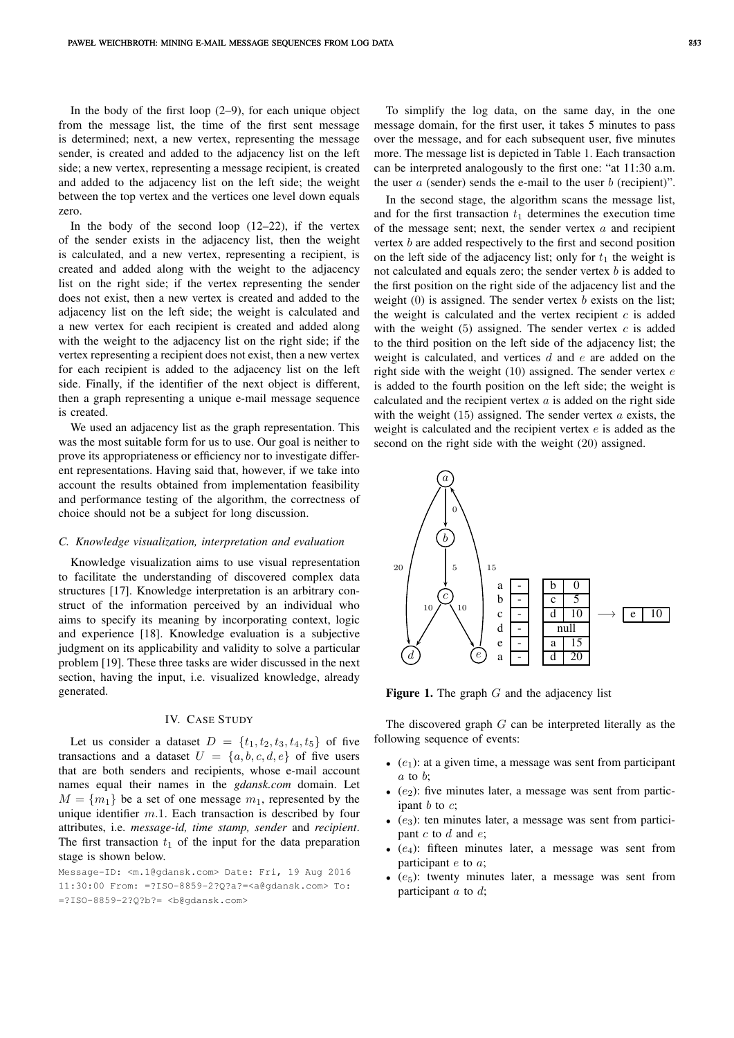In the body of the first loop (2–9), for each unique object from the message list, the time of the first sent message is determined; next, a new vertex, representing the message sender, is created and added to the adjacency list on the left side; a new vertex, representing a message recipient, is created and added to the adjacency list on the left side; the weight between the top vertex and the vertices one level down equals zero.

In the body of the second loop (12–22), if the vertex of the sender exists in the adjacency list, then the weight is calculated, and a new vertex, representing a recipient, is created and added along with the weight to the adjacency list on the right side; if the vertex representing the sender does not exist, then a new vertex is created and added to the adjacency list on the left side; the weight is calculated and a new vertex for each recipient is created and added along with the weight to the adjacency list on the right side; if the vertex representing a recipient does not exist, then a new vertex for each recipient is added to the adjacency list on the left side. Finally, if the identifier of the next object is different, then a graph representing a unique e-mail message sequence is created.

We used an adjacency list as the graph representation. This was the most suitable form for us to use. Our goal is neither to prove its appropriateness or efficiency nor to investigate different representations. Having said that, however, if we take into account the results obtained from implementation feasibility and performance testing of the algorithm, the correctness of choice should not be a subject for long discussion.

### C. Knowledge visualization, interpretation and evaluation

Knowledge visualization aims to use visual representation to facilitate the understanding of discovered complex data structures [17]. Knowledge interpretation is an arbitrary construct of the information perceived by an individual who aims to specify its meaning by incorporating context, logic and experience [18]. Knowledge evaluation is a subjective judgment on its applicability and validity to solve a particular problem [19]. These three tasks are wider discussed in the next section, having the input, i.e. visualized knowledge, already generated.

## IV. Case Study

Let us consider a dataset $D = \{t_1, t_2, t_3, t_4, t_5\}$ of five transactions and a dataset $U = \{a, b, c, d, e\}$ of five users that are both senders and recipients, whose e-mail account names equal their names in the *gdansk.com* domain. Let $M = \{m_1\}$ be a set of one message $m_1$, represented by the unique identifier $m.1$. Each transaction is described by four attributes, i.e. *message-id, time stamp, sender* and *recipient*. The first transaction $t_1$ of the input for the data preparation stage is shown below.

```
Message-ID: <m.1@gdansk.com> Date: Fri, 19 Aug 2016
11:30:00 From: =?ISO-8859-2?Q?a?=<a@gdansk.com> To:
=?ISO-8859-2?Q?b?= <b@gdansk.com>
```

To simplify the log data, on the same day, in the one message domain, for the first user, it takes 5 minutes to pass over the message, and for each subsequent user, five minutes more. The message list is depicted in Table 1. Each transaction can be interpreted analogously to the first one: "at 11:30 a.m. the user $a$ (sender) sends the e-mail to the user $b$ (recipient)".

In the second stage, the algorithm scans the message list, and for the first transaction $t_1$ determines the execution time of the message sent; next, the sender vertex $a$ and recipient vertex $b$ are added respectively to the first and second position on the left side of the adjacency list; only for $t_1$ the weight is not calculated and equals zero; the sender vertex $b$ is added to the first position on the right side of the adjacency list and the weight (0) is assigned. The sender vertex $b$ exists on the list; the weight is calculated and the vertex recipient $c$ is added with the weight (5) assigned. The sender vertex $c$ is added to the third position on the left side of the adjacency list; the weight is calculated, and vertices $d$ and $e$ are added on the right side with the weight (10) assigned. The sender vertex $e$ is added to the fourth position on the left side; the weight is calculated and the recipient vertex $a$ is added on the right side with the weight (15) assigned. The sender vertex $a$ exists, the weight is calculated and the recipient vertex $e$ is added as the second on the right side with the weight (20) assigned.

**Figure 1.** The graph $G$ and the adjacency list

The discovered graph $G$ can be interpreted literally as the following sequence of events:

- ($e_1$): at a given time, a message was sent from participant $a$ to $b$;
- ($e_2$): five minutes later, a message was sent from participant $b$ to $c$;
- ($e_3$): ten minutes later, a message was sent from participant $c$ to $d$ and $e$;
- ($e_4$): fifteen minutes later, a message was sent from participant $e$ to $a$;
- ($e_5$): twenty minutes later, a message was sent from participant $a$ to $d$;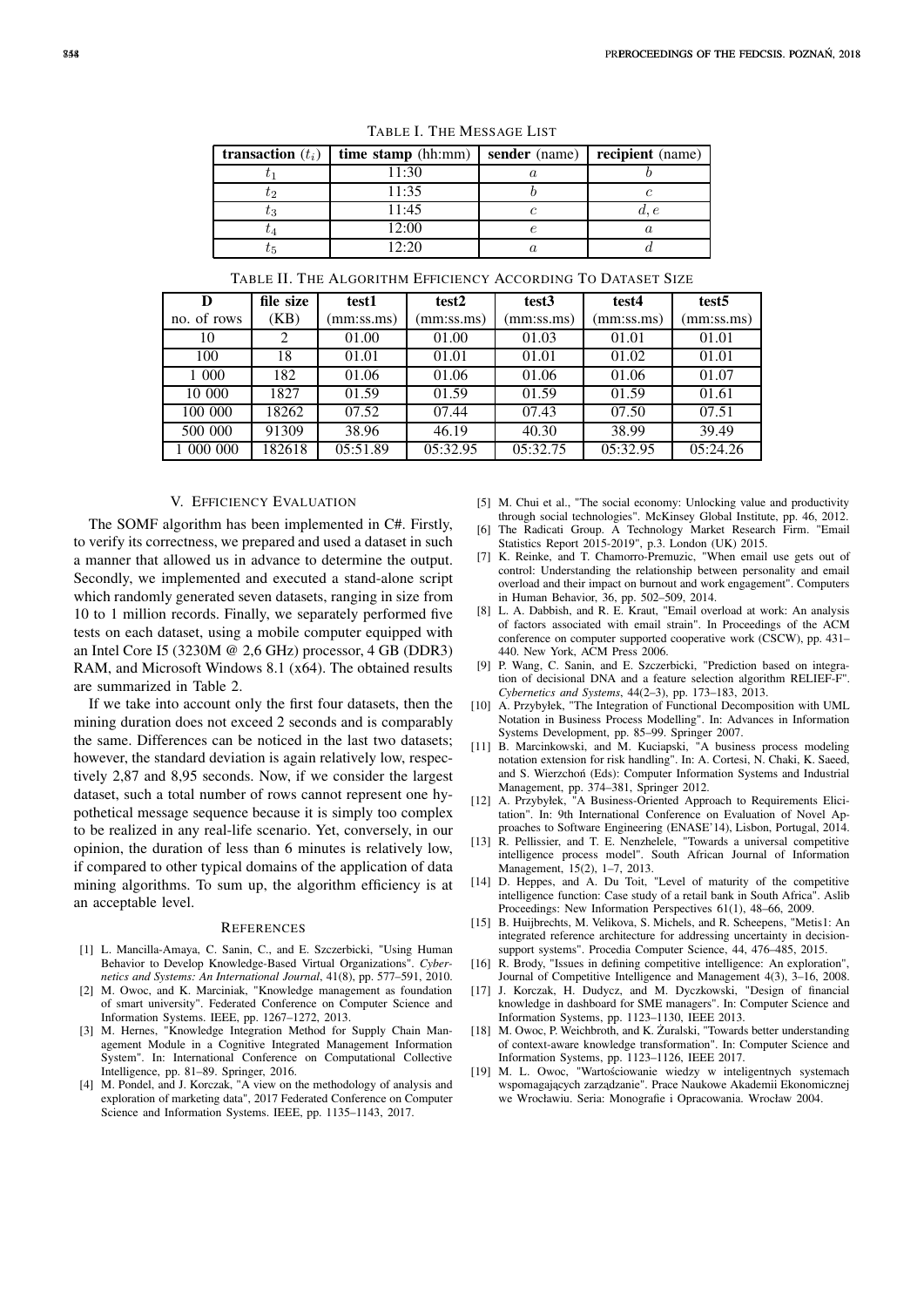TABLE I. THE MESSAGE LIST

| **transaction** ($t_i$) | **time stamp** (hh:mm) | **sender** (name) | **recipient** (name) |
|---|---|---|---|
| $t_1$ | 11:30 | $a$ | $b$ |
| $t_2$ | 11:35 | $b$ | $c$ |
| $t_3$ | 11:45 | $c$ | $d, e$ |
| $t_4$ | 12:00 | $e$ | $a$ |
| $t_5$ | 12:20 | $a$ | $d$ |

TABLE II. THE ALGORITHM EFFICIENCY ACCORDING TO DATASET SIZE

| **D** no. of rows | **file size** (KB) | **test1** (mm:ss.ms) | **test2** (mm:ss.ms) | **test3** (mm:ss.ms) | **test4** (mm:ss.ms) | **test5** (mm:ss.ms) |
|---|---|---|---|---|---|---|
| 10 | 2 | 01.00 | 01.00 | 01.03 | 01.01 | 01.01 |
| 100 | 18 | 01.01 | 01.01 | 01.01 | 01.02 | 01.01 |
| 1 000 | 182 | 01.06 | 01.06 | 01.06 | 01.06 | 01.07 |
| 10 000 | 1827 | 01.59 | 01.59 | 01.59 | 01.59 | 01.61 |
| 100 000 | 18262 | 07.52 | 07.44 | 07.43 | 07.50 | 07.51 |
| 500 000 | 91309 | 38.96 | 46.19 | 40.30 | 38.99 | 39.49 |
| 1 000 000 | 182618 | 05:51.89 | 05:32.95 | 05:32.75 | 05:32.95 | 05:24.26 |

## V. EFFICIENCY EVALUATION

The SOMF algorithm has been implemented in C#. Firstly, to verify its correctness, we prepared and used a dataset in such a manner that allowed us in advance to determine the output. Secondly, we implemented and executed a stand-alone script which randomly generated seven datasets, ranging in size from 10 to 1 million records. Finally, we separately performed five tests on each dataset, using a mobile computer equipped with an Intel Core I5 (3230M @ 2,6 GHz) processor, 4 GB (DDR3) RAM, and Microsoft Windows 8.1 (x64). The obtained results are summarized in Table 2.

If we take into account only the first four datasets, then the mining duration does not exceed 2 seconds and is comparably the same. Differences can be noticed in the last two datasets; however, the standard deviation is again relatively low, respectively 2,87 and 8,95 seconds. Now, if we consider the largest dataset, such a total number of rows cannot represent one hypothetical message sequence because it is simply too complex to be realized in any real-life scenario. Yet, conversely, in our opinion, the duration of less than 6 minutes is relatively low, if compared to other typical domains of the application of data mining algorithms. To sum up, the algorithm efficiency is at an acceptable level.

## REFERENCES

[1] L. Mancilla-Amaya, C. Sanin, C., and E. Szczerbicki, "Using Human Behavior to Develop Knowledge-Based Virtual Organizations". *Cybernetics and Systems: An International Journal*, 41(8), pp. 577–591, 2010.

[2] M. Owoc, and K. Marciniak, "Knowledge management as foundation of smart university". Federated Conference on Computer Science and Information Systems. IEEE, pp. 1267–1272, 2013.

[3] M. Hernes, "Knowledge Integration Method for Supply Chain Management Module in a Cognitive Integrated Management Information System". In: International Conference on Computational Collective Intelligence, pp. 81–89. Springer, 2016.

[4] M. Pondel, and J. Korczak, "A view on the methodology of analysis and exploration of marketing data", 2017 Federated Conference on Computer Science and Information Systems. IEEE, pp. 1135–1143, 2017.

[5] M. Chui et al., "The social economy: Unlocking value and productivity through social technologies". McKinsey Global Institute, pp. 46, 2012.

[6] The Radicati Group. A Technology Market Research Firm. "Email Statistics Report 2015-2019", p.3. London (UK) 2015.

[7] K. Reinke, and T. Chamorro-Premuzic, "When email use gets out of control: Understanding the relationship between personality and email overload and their impact on burnout and work engagement". Computers in Human Behavior, 36, pp. 502–509, 2014.

[8] L. A. Dabbish, and R. E. Kraut, "Email overload at work: An analysis of factors associated with email strain". In Proceedings of the ACM conference on computer supported cooperative work (CSCW), pp. 431–440. New York, ACM Press 2006.

[9] P. Wang, C. Sanin, and E. Szczerbicki, "Prediction based on integration of decisional DNA and a feature selection algorithm RELIEF-F". *Cybernetics and Systems*, 44(2–3), pp. 173–183, 2013.

[10] A. Przybyłek, "The Integration of Functional Decomposition with UML Notation in Business Process Modelling". In: Advances in Information Systems Development, pp. 85–99. Springer 2007.

[11] B. Marcinkowski, and M. Kuciapski, "A business process modeling notation extension for risk handling". In: A. Cortesi, N. Chaki, K. Saeed, and S. Wierzchoń (Eds): Computer Information Systems and Industrial Management, pp. 374–381, Springer 2012.

[12] A. Przybyłek, "A Business-Oriented Approach to Requirements Elicitation". In: 9th International Conference on Evaluation of Novel Approaches to Software Engineering (ENASE'14), Lisbon, Portugal, 2014.

[13] R. Pellissier, and T. E. Nenzhelele, "Towards a universal competitive intelligence process model". South African Journal of Information Management, 15(2), 1–7, 2013.

[14] D. Heppes, and A. Du Toit, "Level of maturity of the competitive intelligence function: Case study of a retail bank in South Africa". Aslib Proceedings: New Information Perspectives 61(1), 48–66, 2009.

[15] B. Huijbrechts, M. Velikova, S. Michels, and R. Scheepens, "Metis1: An integrated reference architecture for addressing uncertainty in decision-support systems". Procedia Computer Science, 44, 476–485, 2015.

[16] R. Brody, "Issues in defining competitive intelligence: An exploration", Journal of Competitive Intelligence and Management 4(3), 3–16, 2008.

[17] J. Korczak, H. Dudycz, and M. Dyczkowski, "Design of financial knowledge in dashboard for SME managers". In: Computer Science and Information Systems, pp. 1123–1130, IEEE 2013.

[18] M. Owoc, P. Weichbroth, and K. Żuralski, "Towards better understanding of context-aware knowledge transformation". In: Computer Science and Information Systems, pp. 1123–1126, IEEE 2017.

[19] M. L. Owoc, "Wartościowanie wiedzy w inteligentnych systemach wspomagających zarządzanie". Prace Naukowe Akademii Ekonomicznej we Wrocławiu. Seria: Monografie i Opracowania. Wrocław 2004.